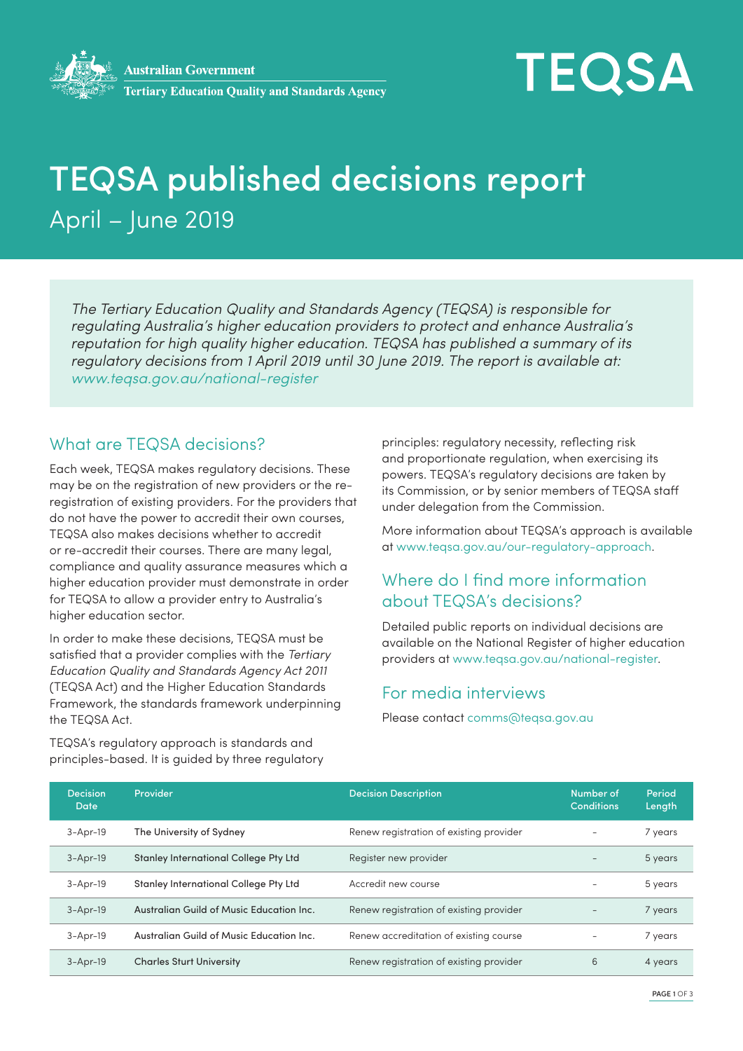Australian Government
Tertiary Education Quality and Standards Agency

TEQSA

# TEQSA published decisions report

April – June 2019

*The Tertiary Education Quality and Standards Agency (TEQSA) is responsible for regulating Australia's higher education providers to protect and enhance Australia's reputation for high quality higher education. TEQSA has published a summary of its regulatory decisions from 1 April 2019 until 30 June 2019. The report is available at: www.teqsa.gov.au/national-register*

## What are TEQSA decisions?

Each week, TEQSA makes regulatory decisions. These may be on the registration of new providers or the re-registration of existing providers. For the providers that do not have the power to accredit their own courses, TEQSA also makes decisions whether to accredit or re-accredit their courses. There are many legal, compliance and quality assurance measures which a higher education provider must demonstrate in order for TEQSA to allow a provider entry to Australia's higher education sector.

In order to make these decisions, TEQSA must be satisfied that a provider complies with the *Tertiary Education Quality and Standards Agency Act 2011* (TEQSA Act) and the Higher Education Standards Framework, the standards framework underpinning the TEQSA Act.

TEQSA's regulatory approach is standards and principles-based. It is guided by three regulatory principles: regulatory necessity, reflecting risk and proportionate regulation, when exercising its powers. TEQSA's regulatory decisions are taken by its Commission, or by senior members of TEQSA staff under delegation from the Commission.

More information about TEQSA's approach is available at www.teqsa.gov.au/our-regulatory-approach.

## Where do I find more information about TEQSA's decisions?

Detailed public reports on individual decisions are available on the National Register of higher education providers at www.teqsa.gov.au/national-register.

## For media interviews

Please contact comms@teqsa.gov.au

| Decision Date | Provider | Decision Description | Number of Conditions | Period Length |
|---|---|---|---|---|
| 3-Apr-19 | The University of Sydney | Renew registration of existing provider | – | 7 years |
| 3-Apr-19 | Stanley International College Pty Ltd | Register new provider | – | 5 years |
| 3-Apr-19 | Stanley International College Pty Ltd | Accredit new course | – | 5 years |
| 3-Apr-19 | Australian Guild of Music Education Inc. | Renew registration of existing provider | – | 7 years |
| 3-Apr-19 | Australian Guild of Music Education Inc. | Renew accreditation of existing course | – | 7 years |
| 3-Apr-19 | Charles Sturt University | Renew registration of existing provider | 6 | 4 years |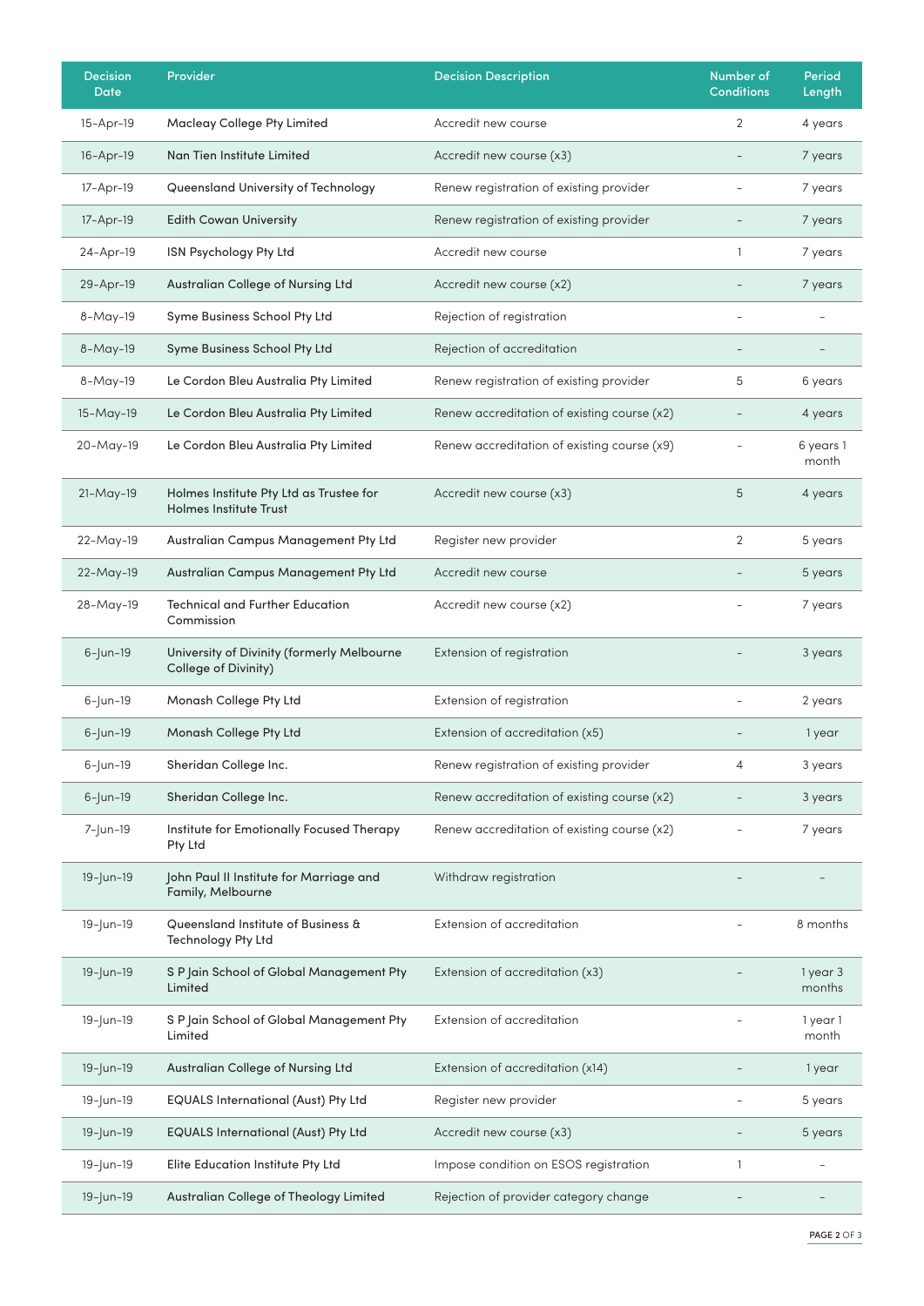| Decision Date | Provider | Decision Description | Number of Conditions | Period Length |
|---|---|---|---|---|
| 15-Apr-19 | Macleay College Pty Limited | Accredit new course | 2 | 4 years |
| 16-Apr-19 | Nan Tien Institute Limited | Accredit new course (x3) | – | 7 years |
| 17-Apr-19 | Queensland University of Technology | Renew registration of existing provider | – | 7 years |
| 17-Apr-19 | Edith Cowan University | Renew registration of existing provider | – | 7 years |
| 24-Apr-19 | ISN Psychology Pty Ltd | Accredit new course | 1 | 7 years |
| 29-Apr-19 | Australian College of Nursing Ltd | Accredit new course (x2) | – | 7 years |
| 8-May-19 | Syme Business School Pty Ltd | Rejection of registration | – | – |
| 8-May-19 | Syme Business School Pty Ltd | Rejection of accreditation | – | – |
| 8-May-19 | Le Cordon Bleu Australia Pty Limited | Renew registration of existing provider | 5 | 6 years |
| 15-May-19 | Le Cordon Bleu Australia Pty Limited | Renew accreditation of existing course (x2) | – | 4 years |
| 20-May-19 | Le Cordon Bleu Australia Pty Limited | Renew accreditation of existing course (x9) | – | 6 years 1 month |
| 21-May-19 | Holmes Institute Pty Ltd as Trustee for Holmes Institute Trust | Accredit new course (x3) | 5 | 4 years |
| 22-May-19 | Australian Campus Management Pty Ltd | Register new provider | 2 | 5 years |
| 22-May-19 | Australian Campus Management Pty Ltd | Accredit new course | – | 5 years |
| 28-May-19 | Technical and Further Education Commission | Accredit new course (x2) | – | 7 years |
| 6-Jun-19 | University of Divinity (formerly Melbourne College of Divinity) | Extension of registration | – | 3 years |
| 6-Jun-19 | Monash College Pty Ltd | Extension of registration | – | 2 years |
| 6-Jun-19 | Monash College Pty Ltd | Extension of accreditation (x5) | – | 1 year |
| 6-Jun-19 | Sheridan College Inc. | Renew registration of existing provider | 4 | 3 years |
| 6-Jun-19 | Sheridan College Inc. | Renew accreditation of existing course (x2) | – | 3 years |
| 7-Jun-19 | Institute for Emotionally Focused Therapy Pty Ltd | Renew accreditation of existing course (x2) | – | 7 years |
| 19-Jun-19 | John Paul II Institute for Marriage and Family, Melbourne | Withdraw registration | – | – |
| 19-Jun-19 | Queensland Institute of Business & Technology Pty Ltd | Extension of accreditation | – | 8 months |
| 19-Jun-19 | S P Jain School of Global Management Pty Limited | Extension of accreditation (x3) | – | 1 year 3 months |
| 19-Jun-19 | S P Jain School of Global Management Pty Limited | Extension of accreditation | – | 1 year 1 month |
| 19-Jun-19 | Australian College of Nursing Ltd | Extension of accreditation (x14) | – | 1 year |
| 19-Jun-19 | EQUALS International (Aust) Pty Ltd | Register new provider | – | 5 years |
| 19-Jun-19 | EQUALS International (Aust) Pty Ltd | Accredit new course (x3) | – | 5 years |
| 19-Jun-19 | Elite Education Institute Pty Ltd | Impose condition on ESOS registration | 1 | – |
| 19-Jun-19 | Australian College of Theology Limited | Rejection of provider category change | – | – |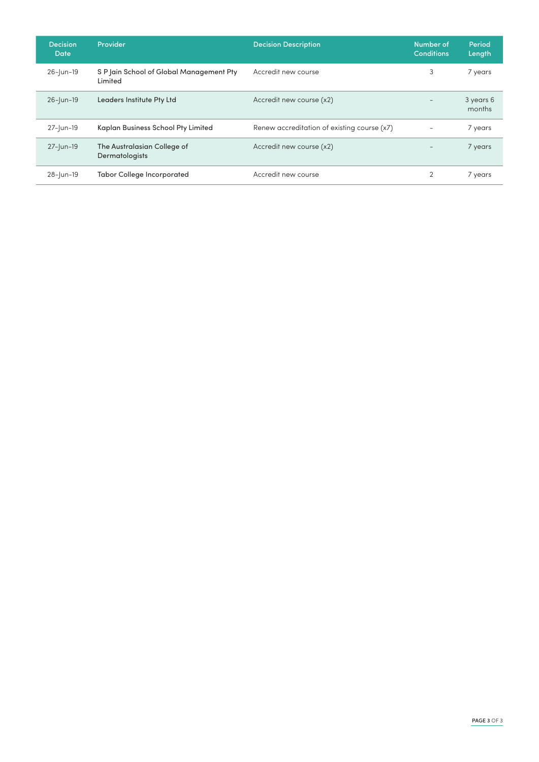| Decision Date | Provider | Decision Description | Number of Conditions | Period Length |
| --- | --- | --- | --- | --- |
| 26-Jun-19 | S P Jain School of Global Management Pty Limited | Accredit new course | 3 | 7 years |
| 26-Jun-19 | Leaders Institute Pty Ltd | Accredit new course (x2) | - | 3 years 6 months |
| 27-Jun-19 | Kaplan Business School Pty Limited | Renew accreditation of existing course (x7) | - | 7 years |
| 27-Jun-19 | The Australasian College of Dermatologists | Accredit new course (x2) | - | 7 years |
| 28-Jun-19 | Tabor College Incorporated | Accredit new course | 2 | 7 years |